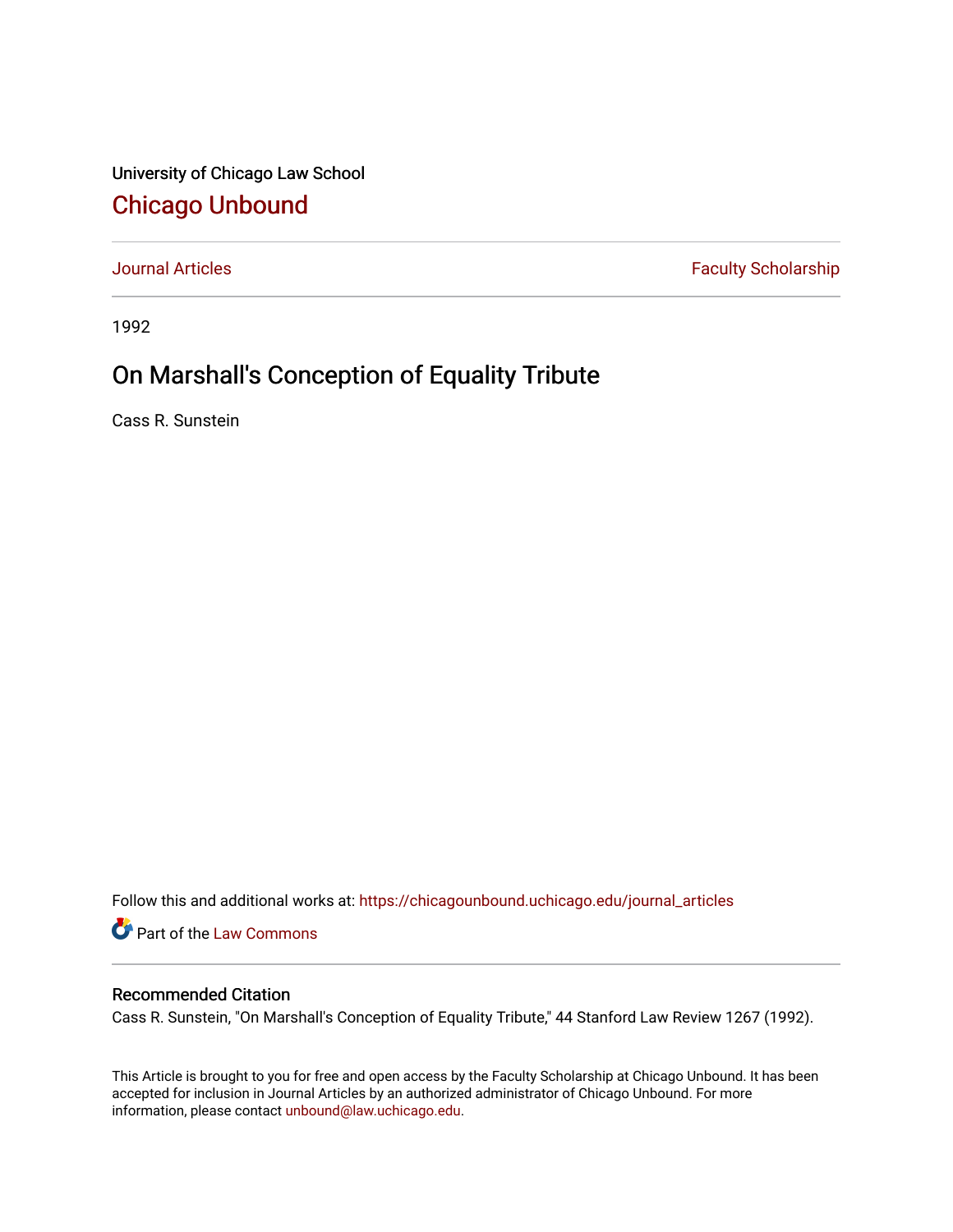University of Chicago Law School

# Chicago Unbound

Journal Articles | Faculty Scholarship

1992

## On Marshall's Conception of Equality Tribute

Cass R. Sunstein

Follow this and additional works at: https://chicagounbound.uchicago.edu/journal_articles

Part of the Law Commons

### Recommended Citation

Cass R. Sunstein, "On Marshall's Conception of Equality Tribute," 44 Stanford Law Review 1267 (1992).

This Article is brought to you for free and open access by the Faculty Scholarship at Chicago Unbound. It has been accepted for inclusion in Journal Articles by an authorized administrator of Chicago Unbound. For more information, please contact unbound@law.uchicago.edu.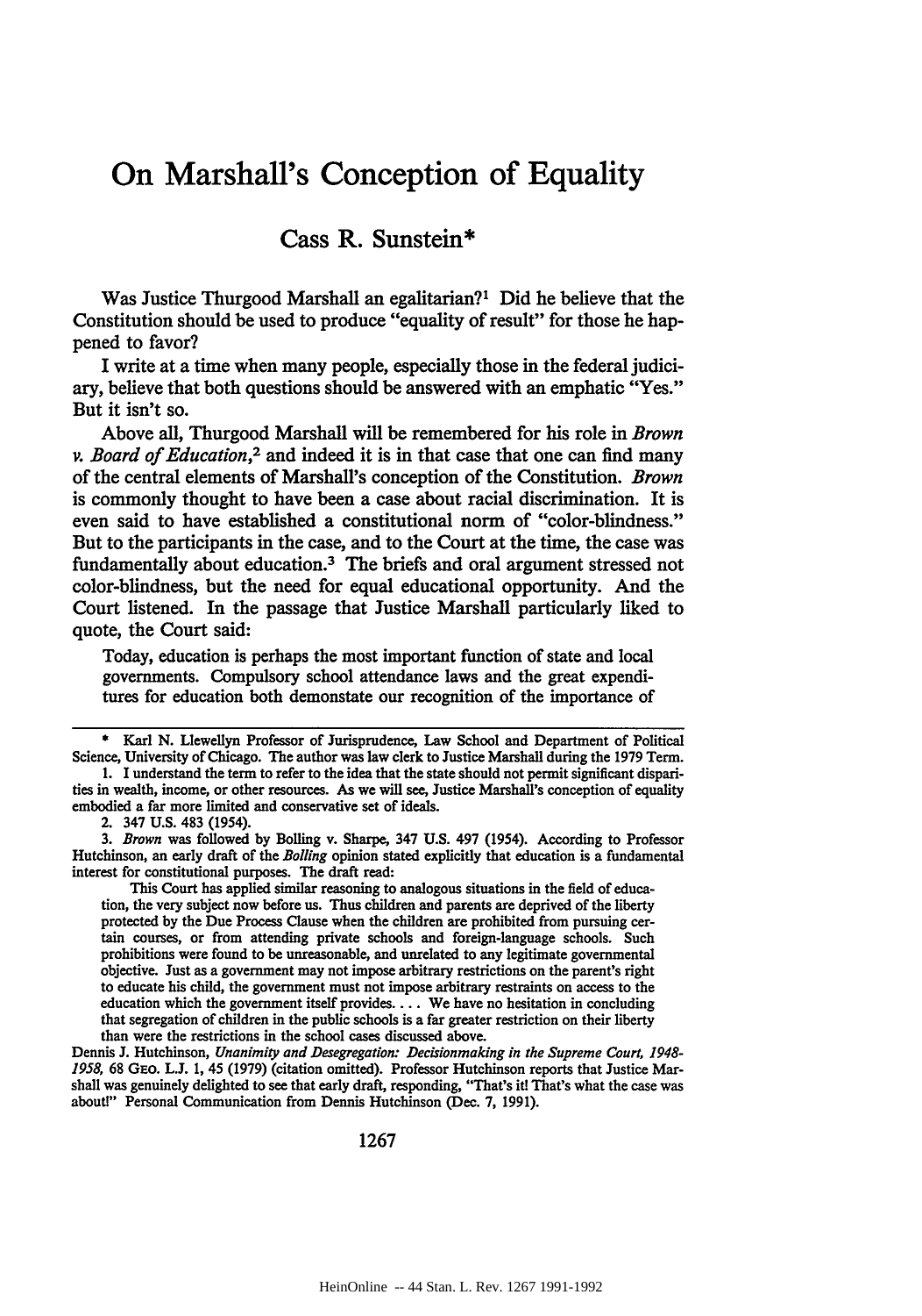# On Marshall's Conception of Equality

## Cass R. Sunstein*

Was Justice Thurgood Marshall an egalitarian?[1] Did he believe that the Constitution should be used to produce "equality of result" for those he happened to favor?

I write at a time when many people, especially those in the federal judiciary, believe that both questions should be answered with an emphatic "Yes." But it isn't so.

Above all, Thurgood Marshall will be remembered for his role in *Brown v. Board of Education*,[2] and indeed it is in that case that one can find many of the central elements of Marshall's conception of the Constitution. *Brown* is commonly thought to have been a case about racial discrimination. It is even said to have established a constitutional norm of "color-blindness." But to the participants in the case, and to the Court at the time, the case was fundamentally about education.[3] The briefs and oral argument stressed not color-blindness, but the need for equal educational opportunity. And the Court listened. In the passage that Justice Marshall particularly liked to quote, the Court said:

> Today, education is perhaps the most important function of state and local governments. Compulsory school attendance laws and the great expenditures for education both demonstate our recognition of the importance of

---

\* Karl N. Llewellyn Professor of Jurisprudence, Law School and Department of Political Science, University of Chicago. The author was law clerk to Justice Marshall during the 1979 Term.

1. I understand the term to refer to the idea that the state should not permit significant disparities in wealth, income, or other resources. As we will see, Justice Marshall's conception of equality embodied a far more limited and conservative set of ideals.

2. 347 U.S. 483 (1954).

3. *Brown* was followed by Bolling v. Sharpe, 347 U.S. 497 (1954). According to Professor Hutchinson, an early draft of the *Bolling* opinion stated explicitly that education is a fundamental interest for constitutional purposes. The draft read:

> This Court has applied similar reasoning to analogous situations in the field of education, the very subject now before us. Thus children and parents are deprived of the liberty protected by the Due Process Clause when the children are prohibited from pursuing certain courses, or from attending private schools and foreign-language schools. Such prohibitions were found to be unreasonable, and unrelated to any legitimate governmental objective. Just as a government may not impose arbitrary restrictions on the parent's right to educate his child, the government must not impose arbitrary restraints on access to the education which the government itself provides.... We have no hesitation in concluding that segregation of children in the public schools is a far greater restriction on their liberty than were the restrictions in the school cases discussed above.

Dennis J. Hutchinson, *Unanimity and Desegregation: Decisionmaking in the Supreme Court, 1948-1958*, 68 GEO. L.J. 1, 45 (1979) (citation omitted). Professor Hutchinson reports that Justice Marshall was genuinely delighted to see that early draft, responding, "That's it! That's what the case was about!" Personal Communication from Dennis Hutchinson (Dec. 7, 1991).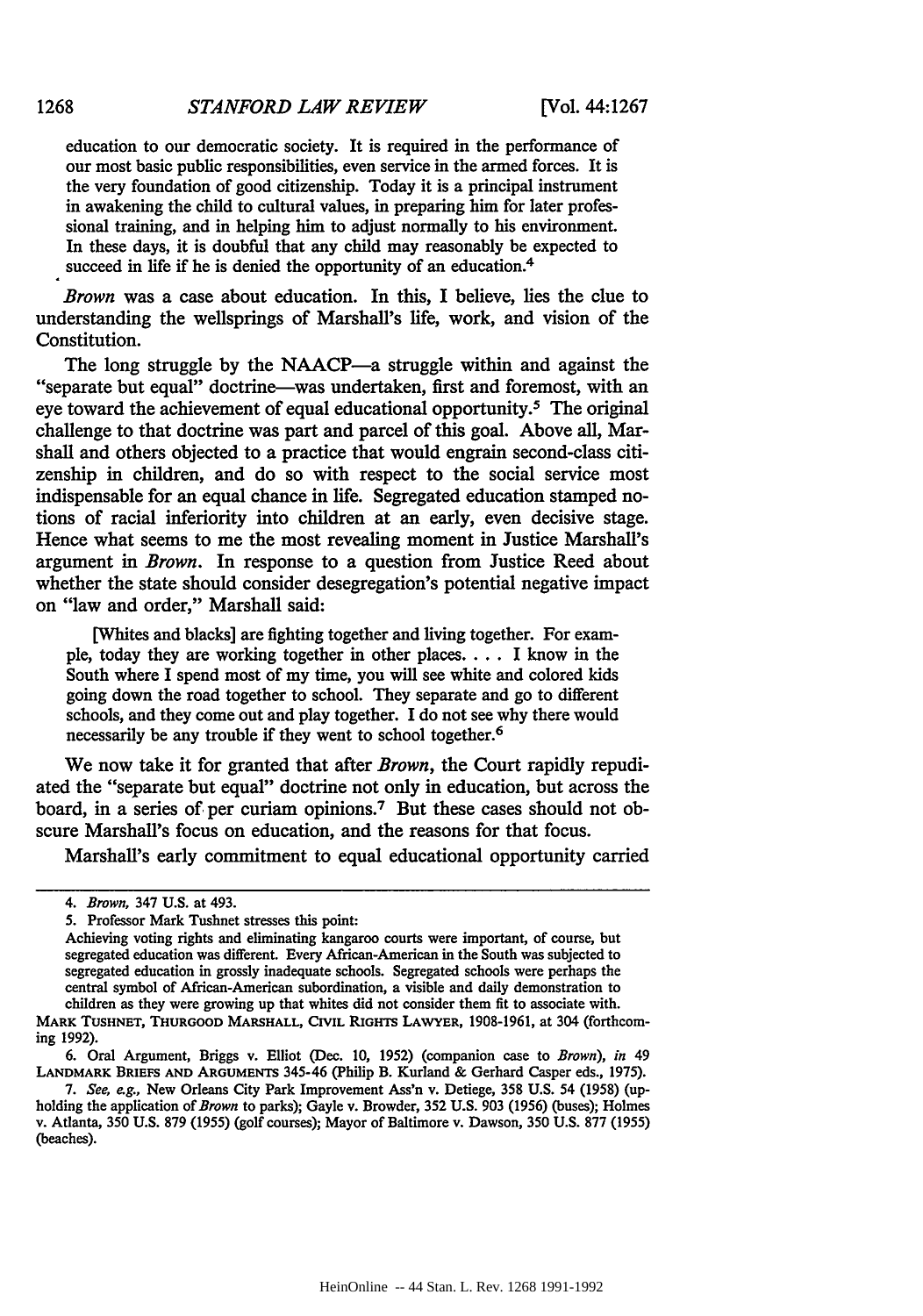education to our democratic society. It is required in the performance of our most basic public responsibilities, even service in the armed forces. It is the very foundation of good citizenship. Today it is a principal instrument in awakening the child to cultural values, in preparing him for later professional training, and in helping him to adjust normally to his environment. In these days, it is doubtful that any child may reasonably be expected to succeed in life if he is denied the opportunity of an education.[4]

*Brown* was a case about education. In this, I believe, lies the clue to understanding the wellsprings of Marshall's life, work, and vision of the Constitution.

The long struggle by the NAACP—a struggle within and against the "separate but equal" doctrine—was undertaken, first and foremost, with an eye toward the achievement of equal educational opportunity.[5] The original challenge to that doctrine was part and parcel of this goal. Above all, Marshall and others objected to a practice that would engrain second-class citizenship in children, and do so with respect to the social service most indispensable for an equal chance in life. Segregated education stamped notions of racial inferiority into children at an early, even decisive stage. Hence what seems to me the most revealing moment in Justice Marshall's argument in *Brown*. In response to a question from Justice Reed about whether the state should consider desegregation's potential negative impact on "law and order," Marshall said:

> [Whites and blacks] are fighting together and living together. For example, today they are working together in other places. . . . I know in the South where I spend most of my time, you will see white and colored kids going down the road together to school. They separate and go to different schools, and they come out and play together. I do not see why there would necessarily be any trouble if they went to school together.[6]

We now take it for granted that after *Brown*, the Court rapidly repudiated the "separate but equal" doctrine not only in education, but across the board, in a series of per curiam opinions.[7] But these cases should not obscure Marshall's focus on education, and the reasons for that focus.

Marshall's early commitment to equal educational opportunity carried

---

4. *Brown*, 347 U.S. at 493.

5. Professor Mark Tushnet stresses this point:

> Achieving voting rights and eliminating kangaroo courts were important, of course, but segregated education was different. Every African-American in the South was subjected to segregated education in grossly inadequate schools. Segregated schools were perhaps the central symbol of African-American subordination, a visible and daily demonstration to children as they were growing up that whites did not consider them fit to associate with.

MARK TUSHNET, THURGOOD MARSHALL, CIVIL RIGHTS LAWYER, 1908-1961, at 304 (forthcoming 1992).

6. Oral Argument, Briggs v. Elliot (Dec. 10, 1952) (companion case to *Brown*), *in* 49 LANDMARK BRIEFS AND ARGUMENTS 345-46 (Philip B. Kurland & Gerhard Casper eds., 1975).

7. *See, e.g.*, New Orleans City Park Improvement Ass'n v. Detiege, 358 U.S. 54 (1958) (upholding the application of *Brown* to parks); Gayle v. Browder, 352 U.S. 903 (1956) (buses); Holmes v. Atlanta, 350 U.S. 879 (1955) (golf courses); Mayor of Baltimore v. Dawson, 350 U.S. 877 (1955) (beaches).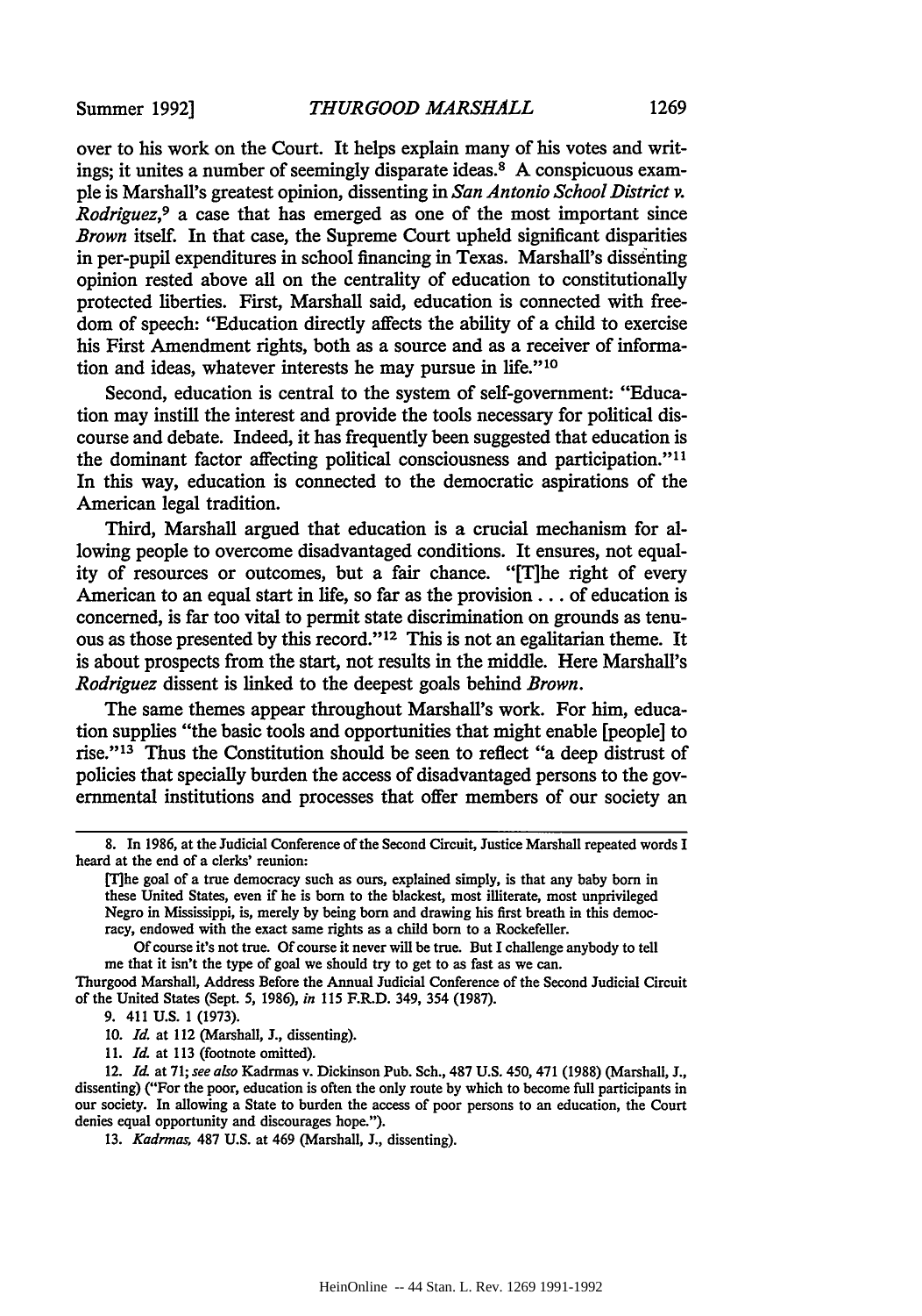over to his work on the Court. It helps explain many of his votes and writings; it unites a number of seemingly disparate ideas.[8] A conspicuous example is Marshall's greatest opinion, dissenting in *San Antonio School District v. Rodriguez*,[9] a case that has emerged as one of the most important since *Brown* itself. In that case, the Supreme Court upheld significant disparities in per-pupil expenditures in school financing in Texas. Marshall's dissenting opinion rested above all on the centrality of education to constitutionally protected liberties. First, Marshall said, education is connected with freedom of speech: "Education directly affects the ability of a child to exercise his First Amendment rights, both as a source and as a receiver of information and ideas, whatever interests he may pursue in life."[10]

Second, education is central to the system of self-government: "Education may instill the interest and provide the tools necessary for political discourse and debate. Indeed, it has frequently been suggested that education is the dominant factor affecting political consciousness and participation."[11] In this way, education is connected to the democratic aspirations of the American legal tradition.

Third, Marshall argued that education is a crucial mechanism for allowing people to overcome disadvantaged conditions. It ensures, not equality of resources or outcomes, but a fair chance. "[T]he right of every American to an equal start in life, so far as the provision . . . of education is concerned, is far too vital to permit state discrimination on grounds as tenuous as those presented by this record."[12] This is not an egalitarian theme. It is about prospects from the start, not results in the middle. Here Marshall's *Rodriguez* dissent is linked to the deepest goals behind *Brown*.

The same themes appear throughout Marshall's work. For him, education supplies "the basic tools and opportunities that might enable [people] to rise."[13] Thus the Constitution should be seen to reflect "a deep distrust of policies that specially burden the access of disadvantaged persons to the governmental institutions and processes that offer members of our society an

---

8. In 1986, at the Judicial Conference of the Second Circuit, Justice Marshall repeated words I heard at the end of a clerks' reunion:

> [T]he goal of a true democracy such as ours, explained simply, is that any baby born in these United States, even if he is born to the blackest, most illiterate, most unprivileged Negro in Mississippi, is, merely by being born and drawing his first breath in this democracy, endowed with the exact same rights as a child born to a Rockefeller.
>
> Of course it's not true. Of course it never will be true. But I challenge anybody to tell me that it isn't the type of goal we should try to get to as fast as we can.

Thurgood Marshall, Address Before the Annual Judicial Conference of the Second Judicial Circuit of the United States (Sept. 5, 1986), *in* 115 F.R.D. 349, 354 (1987).

9. 411 U.S. 1 (1973).

10. *Id.* at 112 (Marshall, J., dissenting).

11. *Id.* at 113 (footnote omitted).

12. *Id.* at 71; *see also* Kadrmas v. Dickinson Pub. Sch., 487 U.S. 450, 471 (1988) (Marshall, J., dissenting) ("For the poor, education is often the only route by which to become full participants in our society. In allowing a State to burden the access of poor persons to an education, the Court denies equal opportunity and discourages hope.").

13. *Kadrmas*, 487 U.S. at 469 (Marshall, J., dissenting).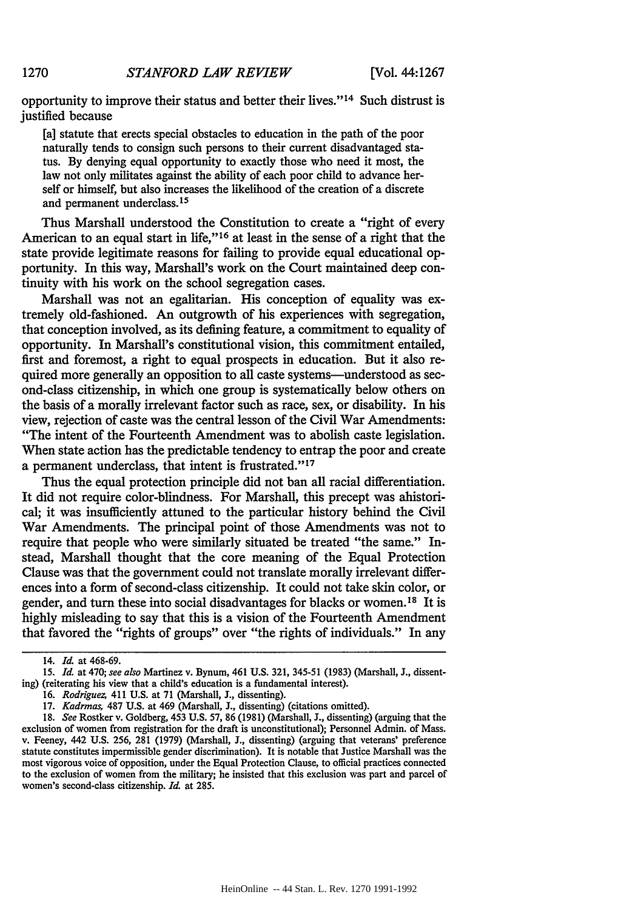opportunity to improve their status and better their lives."[14] Such distrust is justified because

> [a] statute that erects special obstacles to education in the path of the poor naturally tends to consign such persons to their current disadvantaged status. By denying equal opportunity to exactly those who need it most, the law not only militates against the ability of each poor child to advance herself or himself, but also increases the likelihood of the creation of a discrete and permanent underclass.[15]

Thus Marshall understood the Constitution to create a "right of every American to an equal start in life,"[16] at least in the sense of a right that the state provide legitimate reasons for failing to provide equal educational opportunity. In this way, Marshall's work on the Court maintained deep continuity with his work on the school segregation cases.

Marshall was not an egalitarian. His conception of equality was extremely old-fashioned. An outgrowth of his experiences with segregation, that conception involved, as its defining feature, a commitment to equality of opportunity. In Marshall's constitutional vision, this commitment entailed, first and foremost, a right to equal prospects in education. But it also required more generally an opposition to all caste systems—understood as second-class citizenship, in which one group is systematically below others on the basis of a morally irrelevant factor such as race, sex, or disability. In his view, rejection of caste was the central lesson of the Civil War Amendments: "The intent of the Fourteenth Amendment was to abolish caste legislation. When state action has the predictable tendency to entrap the poor and create a permanent underclass, that intent is frustrated."[17]

Thus the equal protection principle did not ban all racial differentiation. It did not require color-blindness. For Marshall, this precept was ahistorical; it was insufficiently attuned to the particular history behind the Civil War Amendments. The principal point of those Amendments was not to require that people who were similarly situated be treated "the same." Instead, Marshall thought that the core meaning of the Equal Protection Clause was that the government could not translate morally irrelevant differences into a form of second-class citizenship. It could not take skin color, or gender, and turn these into social disadvantages for blacks or women.[18] It is highly misleading to say that this is a vision of the Fourteenth Amendment that favored the "rights of groups" over "the rights of individuals." In any

---

14. *Id.* at 468-69.

15. *Id.* at 470; *see also* Martinez v. Bynum, 461 U.S. 321, 345-51 (1983) (Marshall, J., dissenting) (reiterating his view that a child's education is a fundamental interest).

16. *Rodriguez*, 411 U.S. at 71 (Marshall, J., dissenting).

17. *Kadrmas*, 487 U.S. at 469 (Marshall, J., dissenting) (citations omitted).

18. *See* Rostker v. Goldberg, 453 U.S. 57, 86 (1981) (Marshall, J., dissenting) (arguing that the exclusion of women from registration for the draft is unconstitutional); Personnel Admin. of Mass. v. Feeney, 442 U.S. 256, 281 (1979) (Marshall, J., dissenting) (arguing that veterans' preference statute constitutes impermissible gender discrimination). It is notable that Justice Marshall was the most vigorous voice of opposition, under the Equal Protection Clause, to official practices connected to the exclusion of women from the military; he insisted that this exclusion was part and parcel of women's second-class citizenship. *Id.* at 285.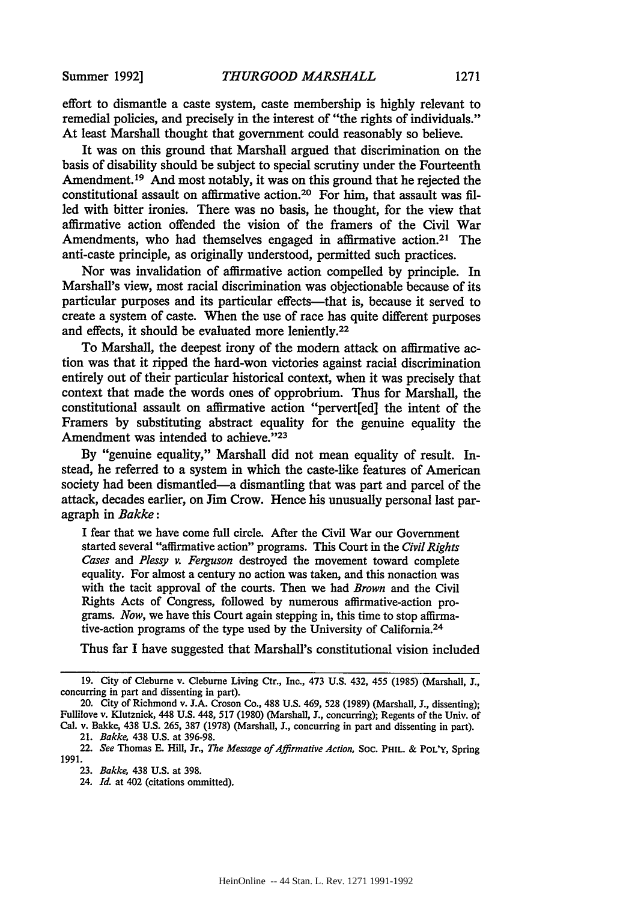effort to dismantle a caste system, caste membership is highly relevant to remedial policies, and precisely in the interest of "the rights of individuals." At least Marshall thought that government could reasonably so believe.

It was on this ground that Marshall argued that discrimination on the basis of disability should be subject to special scrutiny under the Fourteenth Amendment.[19] And most notably, it was on this ground that he rejected the constitutional assault on affirmative action.[20] For him, that assault was filled with bitter ironies. There was no basis, he thought, for the view that affirmative action offended the vision of the framers of the Civil War Amendments, who had themselves engaged in affirmative action.[21] The anti-caste principle, as originally understood, permitted such practices.

Nor was invalidation of affirmative action compelled by principle. In Marshall's view, most racial discrimination was objectionable because of its particular purposes and its particular effects—that is, because it served to create a system of caste. When the use of race has quite different purposes and effects, it should be evaluated more leniently.[22]

To Marshall, the deepest irony of the modern attack on affirmative action was that it ripped the hard-won victories against racial discrimination entirely out of their particular historical context, when it was precisely that context that made the words ones of opprobrium. Thus for Marshall, the constitutional assault on affirmative action "pervert[ed] the intent of the Framers by substituting abstract equality for the genuine equality the Amendment was intended to achieve."[23]

By "genuine equality," Marshall did not mean equality of result. Instead, he referred to a system in which the caste-like features of American society had been dismantled—a dismantling that was part and parcel of the attack, decades earlier, on Jim Crow. Hence his unusually personal last paragraph in *Bakke*:

> I fear that we have come full circle. After the Civil War our Government started several "affirmative action" programs. This Court in the *Civil Rights Cases* and *Plessy v. Ferguson* destroyed the movement toward complete equality. For almost a century no action was taken, and this nonaction was with the tacit approval of the courts. Then we had *Brown* and the Civil Rights Acts of Congress, followed by numerous affirmative-action programs. *Now*, we have this Court again stepping in, this time to stop affirmative-action programs of the type used by the University of California.[24]

Thus far I have suggested that Marshall's constitutional vision included

---

19. City of Cleburne v. Cleburne Living Ctr., Inc., 473 U.S. 432, 455 (1985) (Marshall, J., concurring in part and dissenting in part).

20. City of Richmond v. J.A. Croson Co., 488 U.S. 469, 528 (1989) (Marshall, J., dissenting); Fullilove v. Klutznick, 448 U.S. 448, 517 (1980) (Marshall, J., concurring); Regents of the Univ. of Cal. v. Bakke, 438 U.S. 265, 387 (1978) (Marshall, J., concurring in part and dissenting in part).

21. *Bakke*, 438 U.S. at 396-98.

22. *See* Thomas E. Hill, Jr., *The Message of Affirmative Action*, SOC. PHIL. & POL'Y, Spring 1991.

23. *Bakke*, 438 U.S. at 398.

24. *Id.* at 402 (citations ommitted).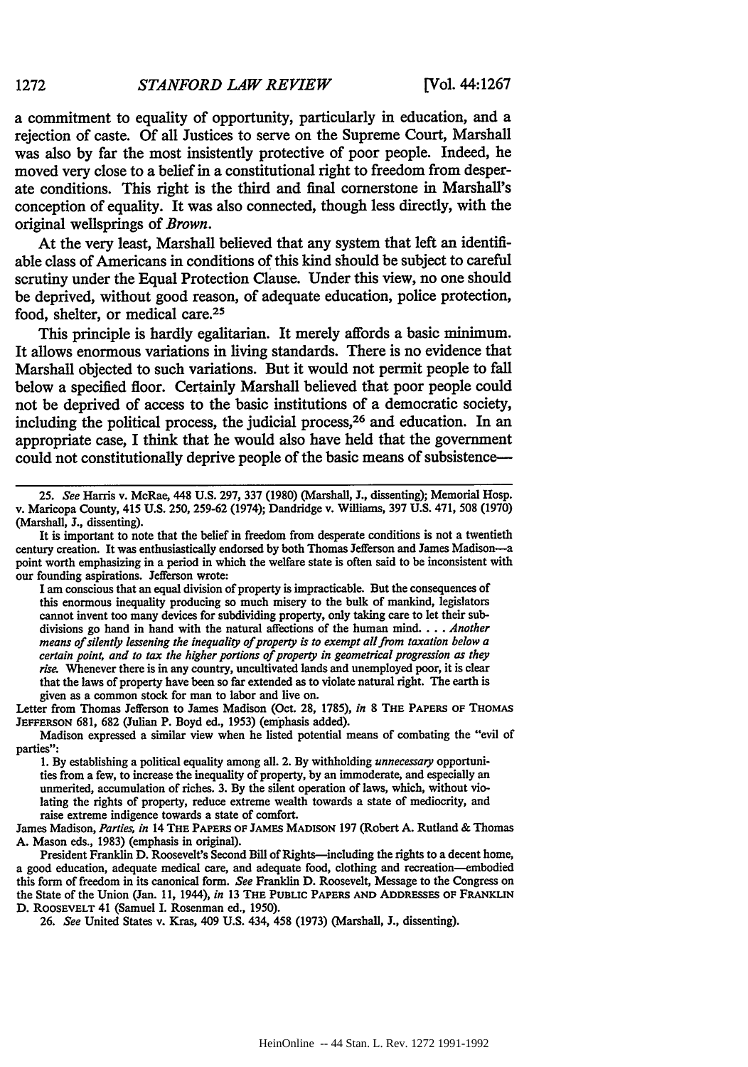a commitment to equality of opportunity, particularly in education, and a rejection of caste. Of all Justices to serve on the Supreme Court, Marshall was also by far the most insistently protective of poor people. Indeed, he moved very close to a belief in a constitutional right to freedom from desperate conditions. This right is the third and final cornerstone in Marshall's conception of equality. It was also connected, though less directly, with the original wellsprings of *Brown*.

At the very least, Marshall believed that any system that left an identifiable class of Americans in conditions of this kind should be subject to careful scrutiny under the Equal Protection Clause. Under this view, no one should be deprived, without good reason, of adequate education, police protection, food, shelter, or medical care.[25]

This principle is hardly egalitarian. It merely affords a basic minimum. It allows enormous variations in living standards. There is no evidence that Marshall objected to such variations. But it would not permit people to fall below a specified floor. Certainly Marshall believed that poor people could not be deprived of access to the basic institutions of a democratic society, including the political process, the judicial process,[26] and education. In an appropriate case, I think that he would also have held that the government could not constitutionally deprive people of the basic means of subsistence—

---

25. *See* Harris v. McRae, 448 U.S. 297, 337 (1980) (Marshall, J., dissenting); Memorial Hosp. v. Maricopa County, 415 U.S. 250, 259-62 (1974); Dandridge v. Williams, 397 U.S. 471, 508 (1970) (Marshall, J., dissenting).

It is important to note that the belief in freedom from desperate conditions is not a twentieth century creation. It was enthusiastically endorsed by both Thomas Jefferson and James Madison—a point worth emphasizing in a period in which the welfare state is often said to be inconsistent with our founding aspirations. Jefferson wrote:

> I am conscious that an equal division of property is impracticable. But the consequences of this enormous inequality producing so much misery to the bulk of mankind, legislators cannot invent too many devices for subdividing property, only taking care to let their subdivisions go hand in hand with the natural affections of the human mind. . . . *Another means of silently lessening the inequality of property is to exempt all from taxation below a certain point, and to tax the higher portions of property in geometrical progression as they rise.* Whenever there is in any country, uncultivated lands and unemployed poor, it is clear that the laws of property have been so far extended as to violate natural right. The earth is given as a common stock for man to labor and live on.

Letter from Thomas Jefferson to James Madison (Oct. 28, 1785), *in* 8 THE PAPERS OF THOMAS JEFFERSON 681, 682 (Julian P. Boyd ed., 1953) (emphasis added).

Madison expressed a similar view when he listed potential means of combating the "evil of parties":

> 1. By establishing a political equality among all. 2. By withholding *unnecessary* opportunities from a few, to increase the inequality of property, by an immoderate, and especially an unmerited, accumulation of riches. 3. By the silent operation of laws, which, without violating the rights of property, reduce extreme wealth towards a state of mediocrity, and raise extreme indigence towards a state of comfort.

James Madison, *Parties*, *in* 14 THE PAPERS OF JAMES MADISON 197 (Robert A. Rutland & Thomas A. Mason eds., 1983) (emphasis in original).

President Franklin D. Roosevelt's Second Bill of Rights—including the rights to a decent home, a good education, adequate medical care, and adequate food, clothing and recreation—embodied this form of freedom in its canonical form. *See* Franklin D. Roosevelt, Message to the Congress on the State of the Union (Jan. 11, 1944), *in* 13 THE PUBLIC PAPERS AND ADDRESSES OF FRANKLIN D. ROOSEVELT 41 (Samuel I. Rosenman ed., 1950).

26. *See* United States v. Kras, 409 U.S. 434, 458 (1973) (Marshall, J., dissenting).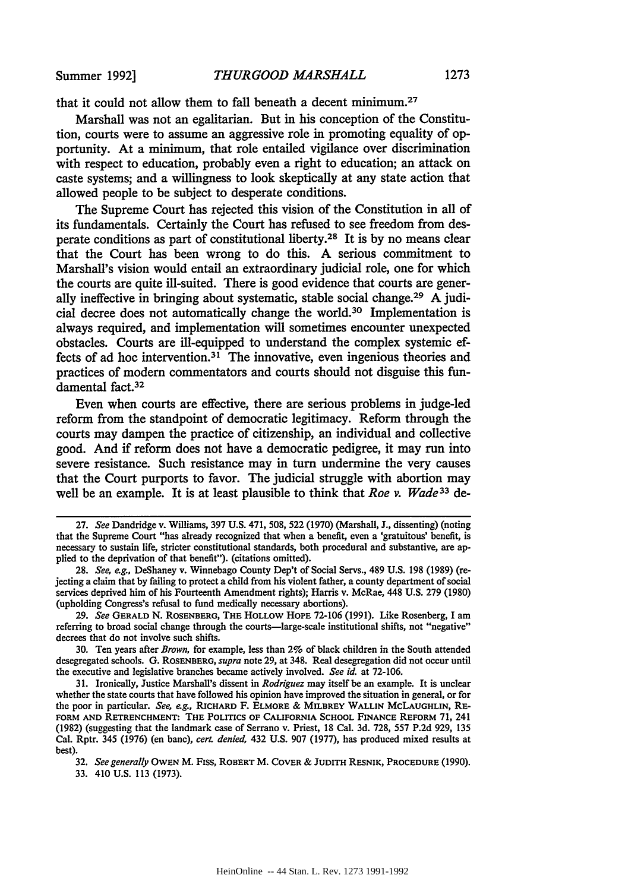that it could not allow them to fall beneath a decent minimum.[27]

Marshall was not an egalitarian. But in his conception of the Constitution, courts were to assume an aggressive role in promoting equality of opportunity. At a minimum, that role entailed vigilance over discrimination with respect to education, probably even a right to education; an attack on caste systems; and a willingness to look skeptically at any state action that allowed people to be subject to desperate conditions.

The Supreme Court has rejected this vision of the Constitution in all of its fundamentals. Certainly the Court has refused to see freedom from desperate conditions as part of constitutional liberty.[28] It is by no means clear that the Court has been wrong to do this. A serious commitment to Marshall's vision would entail an extraordinary judicial role, one for which the courts are quite ill-suited. There is good evidence that courts are generally ineffective in bringing about systematic, stable social change.[29] A judicial decree does not automatically change the world.[30] Implementation is always required, and implementation will sometimes encounter unexpected obstacles. Courts are ill-equipped to understand the complex systemic effects of ad hoc intervention.[31] The innovative, even ingenious theories and practices of modern commentators and courts should not disguise this fundamental fact.[32]

Even when courts are effective, there are serious problems in judge-led reform from the standpoint of democratic legitimacy. Reform through the courts may dampen the practice of citizenship, an individual and collective good. And if reform does not have a democratic pedigree, it may run into severe resistance. Such resistance may in turn undermine the very causes that the Court purports to favor. The judicial struggle with abortion may well be an example. It is at least plausible to think that *Roe v. Wade*[33] de-

---

27. *See* Dandridge v. Williams, 397 U.S. 471, 508, 522 (1970) (Marshall, J., dissenting) (noting that the Supreme Court "has already recognized that when a benefit, even a 'gratuitous' benefit, is necessary to sustain life, stricter constitutional standards, both procedural and substantive, are applied to the deprivation of that benefit"). (citations omitted).

28. *See, e.g.*, DeShaney v. Winnebago County Dep't of Social Servs., 489 U.S. 198 (1989) (rejecting a claim that by failing to protect a child from his violent father, a county department of social services deprived him of his Fourteenth Amendment rights); Harris v. McRae, 448 U.S. 279 (1980) (upholding Congress's refusal to fund medically necessary abortions).

29. *See* GERALD N. ROSENBERG, THE HOLLOW HOPE 72-106 (1991). Like Rosenberg, I am referring to broad social change through the courts—large-scale institutional shifts, not "negative" decrees that do not involve such shifts.

30. Ten years after *Brown*, for example, less than 2% of black children in the South attended desegregated schools. G. ROSENBERG, *supra* note 29, at 348. Real desegregation did not occur until the executive and legislative branches became actively involved. *See id.* at 72-106.

31. Ironically, Justice Marshall's dissent in *Rodriguez* may itself be an example. It is unclear whether the state courts that have followed his opinion have improved the situation in general, or for the poor in particular. *See, e.g.*, RICHARD F. ELMORE & MILBREY WALLIN MCLAUGHLIN, REFORM AND RETRENCHMENT: THE POLITICS OF CALIFORNIA SCHOOL FINANCE REFORM 71, 241 (1982) (suggesting that the landmark case of Serrano v. Priest, 18 Cal. 3d. 728, 557 P.2d 929, 135 Cal. Rptr. 345 (1976) (en banc), *cert. denied*, 432 U.S. 907 (1977), has produced mixed results at best).

32. *See generally* OWEN M. FISS, ROBERT M. COVER & JUDITH RESNIK, PROCEDURE (1990).

33. 410 U.S. 113 (1973).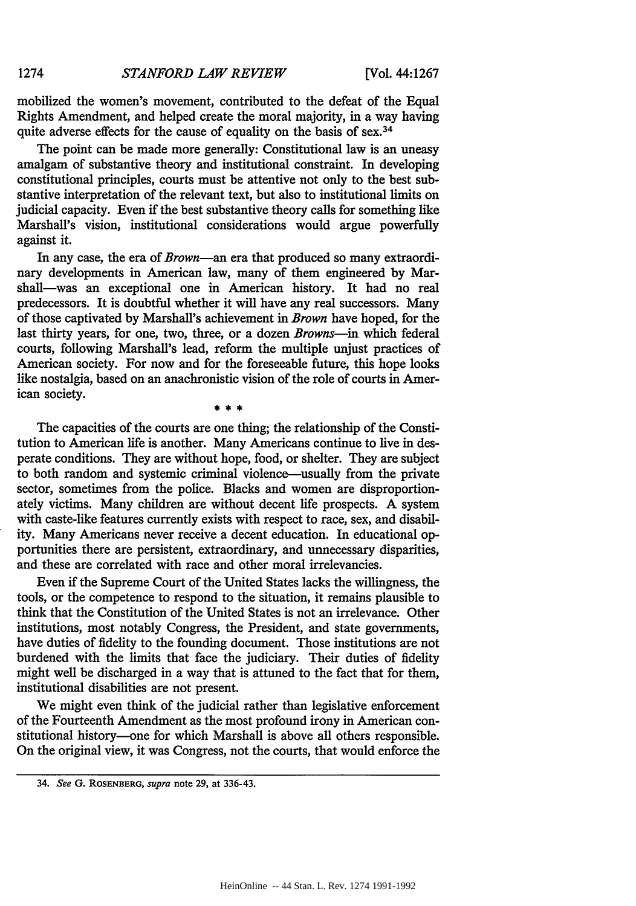mobilized the women's movement, contributed to the defeat of the Equal Rights Amendment, and helped create the moral majority, in a way having quite adverse effects for the cause of equality on the basis of sex.[34]

The point can be made more generally: Constitutional law is an uneasy amalgam of substantive theory and institutional constraint. In developing constitutional principles, courts must be attentive not only to the best substantive interpretation of the relevant text, but also to institutional limits on judicial capacity. Even if the best substantive theory calls for something like Marshall's vision, institutional considerations would argue powerfully against it.

In any case, the era of *Brown*—an era that produced so many extraordinary developments in American law, many of them engineered by Marshall—was an exceptional one in American history. It had no real predecessors. It is doubtful whether it will have any real successors. Many of those captivated by Marshall's achievement in *Brown* have hoped, for the last thirty years, for one, two, three, or a dozen *Browns*—in which federal courts, following Marshall's lead, reform the multiple unjust practices of American society. For now and for the foreseeable future, this hope looks like nostalgia, based on an anachronistic vision of the role of courts in American society.

\* \* \*

The capacities of the courts are one thing; the relationship of the Constitution to American life is another. Many Americans continue to live in desperate conditions. They are without hope, food, or shelter. They are subject to both random and systemic criminal violence—usually from the private sector, sometimes from the police. Blacks and women are disproportionately victims. Many children are without decent life prospects. A system with caste-like features currently exists with respect to race, sex, and disability. Many Americans never receive a decent education. In educational opportunities there are persistent, extraordinary, and unnecessary disparities, and these are correlated with race and other moral irrelevancies.

Even if the Supreme Court of the United States lacks the willingness, the tools, or the competence to respond to the situation, it remains plausible to think that the Constitution of the United States is not an irrelevance. Other institutions, most notably Congress, the President, and state governments, have duties of fidelity to the founding document. Those institutions are not burdened with the limits that face the judiciary. Their duties of fidelity might well be discharged in a way that is attuned to the fact that for them, institutional disabilities are not present.

We might even think of the judicial rather than legislative enforcement of the Fourteenth Amendment as the most profound irony in American constitutional history—one for which Marshall is above all others responsible. On the original view, it was Congress, not the courts, that would enforce the

34. *See* G. ROSENBERG, *supra* note 29, at 336-43.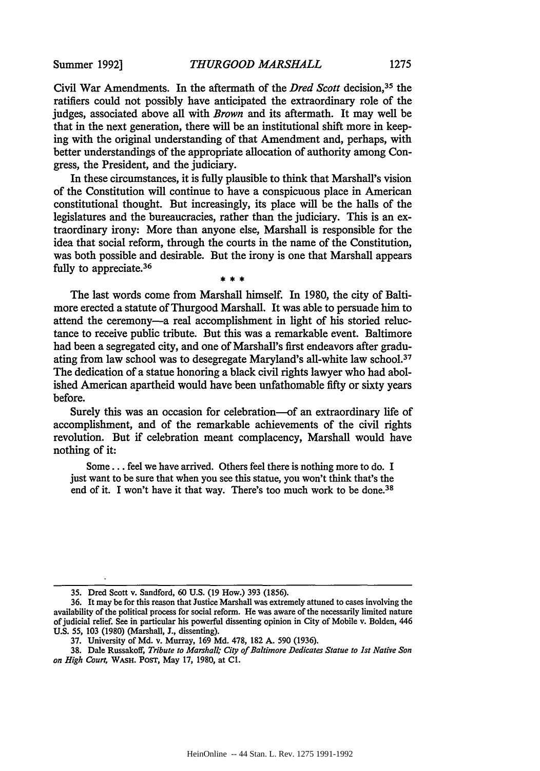Civil War Amendments. In the aftermath of the *Dred Scott* decision,[35] the ratifiers could not possibly have anticipated the extraordinary role of the judges, associated above all with *Brown* and its aftermath. It may well be that in the next generation, there will be an institutional shift more in keeping with the original understanding of that Amendment and, perhaps, with better understandings of the appropriate allocation of authority among Congress, the President, and the judiciary.

In these circumstances, it is fully plausible to think that Marshall's vision of the Constitution will continue to have a conspicuous place in American constitutional thought. But increasingly, its place will be the halls of the legislatures and the bureaucracies, rather than the judiciary. This is an extraordinary irony: More than anyone else, Marshall is responsible for the idea that social reform, through the courts in the name of the Constitution, was both possible and desirable. But the irony is one that Marshall appears fully to appreciate.[36]

\* \* \*

The last words come from Marshall himself. In 1980, the city of Baltimore erected a statute of Thurgood Marshall. It was able to persuade him to attend the ceremony—a real accomplishment in light of his storied reluctance to receive public tribute. But this was a remarkable event. Baltimore had been a segregated city, and one of Marshall's first endeavors after graduating from law school was to desegregate Maryland's all-white law school.[37] The dedication of a statue honoring a black civil rights lawyer who had abolished American apartheid would have been unfathomable fifty or sixty years before.

Surely this was an occasion for celebration—of an extraordinary life of accomplishment, and of the remarkable achievements of the civil rights revolution. But if celebration meant complacency, Marshall would have nothing of it:

> Some . . . feel we have arrived. Others feel there is nothing more to do. I just want to be sure that when you see this statue, you won't think that's the end of it. I won't have it that way. There's too much work to be done.[38]

---

35. Dred Scott v. Sandford, 60 U.S. (19 How.) 393 (1856).

36. It may be for this reason that Justice Marshall was extremely attuned to cases involving the availability of the political process for social reform. He was aware of the necessarily limited nature of judicial relief. See in particular his powerful dissenting opinion in City of Mobile v. Bolden, 446 U.S. 55, 103 (1980) (Marshall, J., dissenting).

37. University of Md. v. Murray, 169 Md. 478, 182 A. 590 (1936).

38. Dale Russakoff, *Tribute to Marshall; City of Baltimore Dedicates Statue to 1st Native Son on High Court*, WASH. POST, May 17, 1980, at C1.